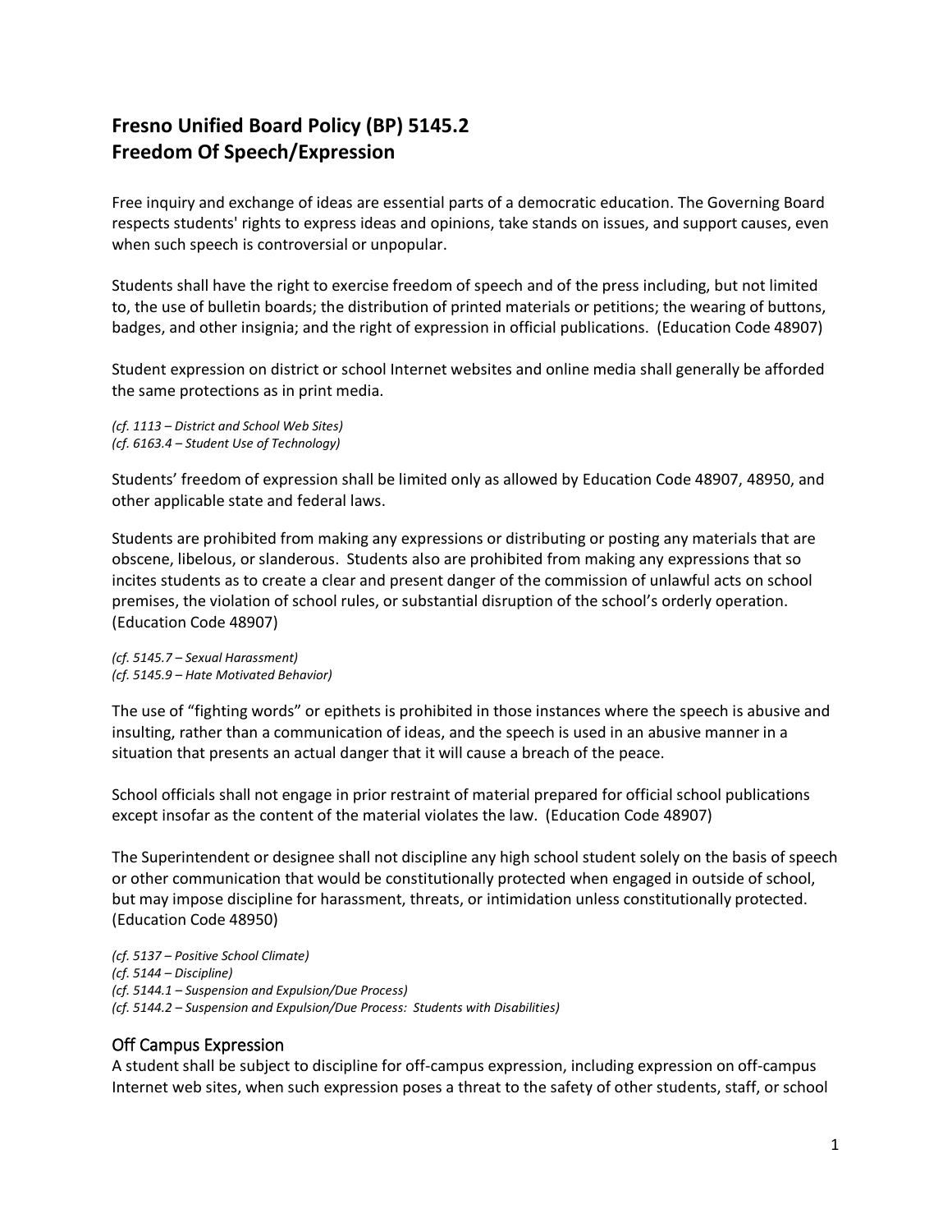# Fresno Unified Board Policy (BP) 5145.2
# Freedom Of Speech/Expression

Free inquiry and exchange of ideas are essential parts of a democratic education. The Governing Board respects students' rights to express ideas and opinions, take stands on issues, and support causes, even when such speech is controversial or unpopular.

Students shall have the right to exercise freedom of speech and of the press including, but not limited to, the use of bulletin boards; the distribution of printed materials or petitions; the wearing of buttons, badges, and other insignia; and the right of expression in official publications. (Education Code 48907)

Student expression on district or school Internet websites and online media shall generally be afforded the same protections as in print media.

*(cf. 1113 – District and School Web Sites)*
*(cf. 6163.4 – Student Use of Technology)*

Students' freedom of expression shall be limited only as allowed by Education Code 48907, 48950, and other applicable state and federal laws.

Students are prohibited from making any expressions or distributing or posting any materials that are obscene, libelous, or slanderous. Students also are prohibited from making any expressions that so incites students as to create a clear and present danger of the commission of unlawful acts on school premises, the violation of school rules, or substantial disruption of the school's orderly operation. (Education Code 48907)

*(cf. 5145.7 – Sexual Harassment)*
*(cf. 5145.9 – Hate Motivated Behavior)*

The use of "fighting words" or epithets is prohibited in those instances where the speech is abusive and insulting, rather than a communication of ideas, and the speech is used in an abusive manner in a situation that presents an actual danger that it will cause a breach of the peace.

School officials shall not engage in prior restraint of material prepared for official school publications except insofar as the content of the material violates the law. (Education Code 48907)

The Superintendent or designee shall not discipline any high school student solely on the basis of speech or other communication that would be constitutionally protected when engaged in outside of school, but may impose discipline for harassment, threats, or intimidation unless constitutionally protected. (Education Code 48950)

*(cf. 5137 – Positive School Climate)*
*(cf. 5144 – Discipline)*
*(cf. 5144.1 – Suspension and Expulsion/Due Process)*
*(cf. 5144.2 – Suspension and Expulsion/Due Process: Students with Disabilities)*

## Off Campus Expression

A student shall be subject to discipline for off-campus expression, including expression on off-campus Internet web sites, when such expression poses a threat to the safety of other students, staff, or school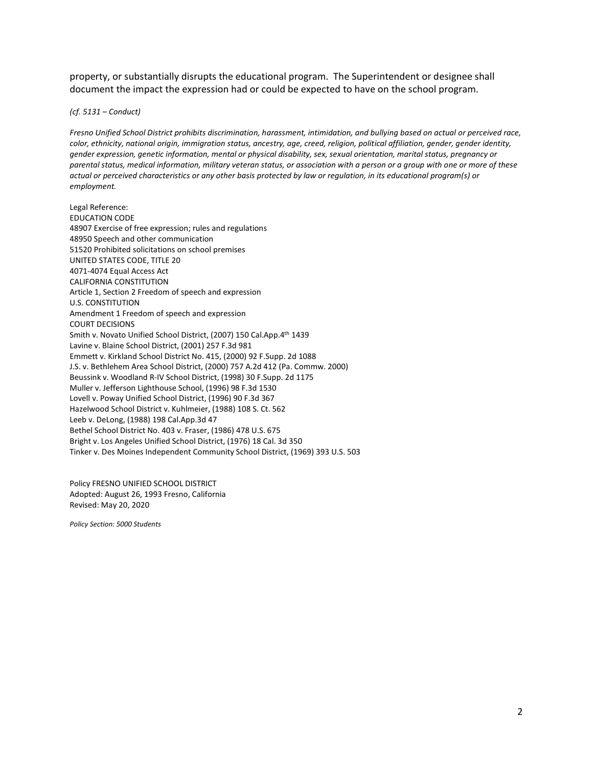property, or substantially disrupts the educational program. The Superintendent or designee shall document the impact the expression had or could be expected to have on the school program.

*(cf. 5131 – Conduct)*

*Fresno Unified School District prohibits discrimination, harassment, intimidation, and bullying based on actual or perceived race, color, ethnicity, national origin, immigration status, ancestry, age, creed, religion, political affiliation, gender, gender identity, gender expression, genetic information, mental or physical disability, sex, sexual orientation, marital status, pregnancy or parental status, medical information, military veteran status, or association with a person or a group with one or more of these actual or perceived characteristics or any other basis protected by law or regulation, in its educational program(s) or employment.*

Legal Reference:
EDUCATION CODE
48907 Exercise of free expression; rules and regulations
48950 Speech and other communication
51520 Prohibited solicitations on school premises
UNITED STATES CODE, TITLE 20
4071-4074 Equal Access Act
CALIFORNIA CONSTITUTION
Article 1, Section 2 Freedom of speech and expression
U.S. CONSTITUTION
Amendment 1 Freedom of speech and expression
COURT DECISIONS
Smith v. Novato Unified School District, (2007) 150 Cal.App.4th 1439
Lavine v. Blaine School District, (2001) 257 F.3d 981
Emmett v. Kirkland School District No. 415, (2000) 92 F.Supp. 2d 1088
J.S. v. Bethlehem Area School District, (2000) 757 A.2d 412 (Pa. Commw. 2000)
Beussink v. Woodland R-IV School District, (1998) 30 F.Supp. 2d 1175
Muller v. Jefferson Lighthouse School, (1996) 98 F.3d 1530
Lovell v. Poway Unified School District, (1996) 90 F.3d 367
Hazelwood School District v. Kuhlmeier, (1988) 108 S. Ct. 562
Leeb v. DeLong, (1988) 198 Cal.App.3d 47
Bethel School District No. 403 v. Fraser, (1986) 478 U.S. 675
Bright v. Los Angeles Unified School District, (1976) 18 Cal. 3d 350
Tinker v. Des Moines Independent Community School District, (1969) 393 U.S. 503

Policy FRESNO UNIFIED SCHOOL DISTRICT
Adopted: August 26, 1993 Fresno, California
Revised: May 20, 2020

*Policy Section: 5000 Students*